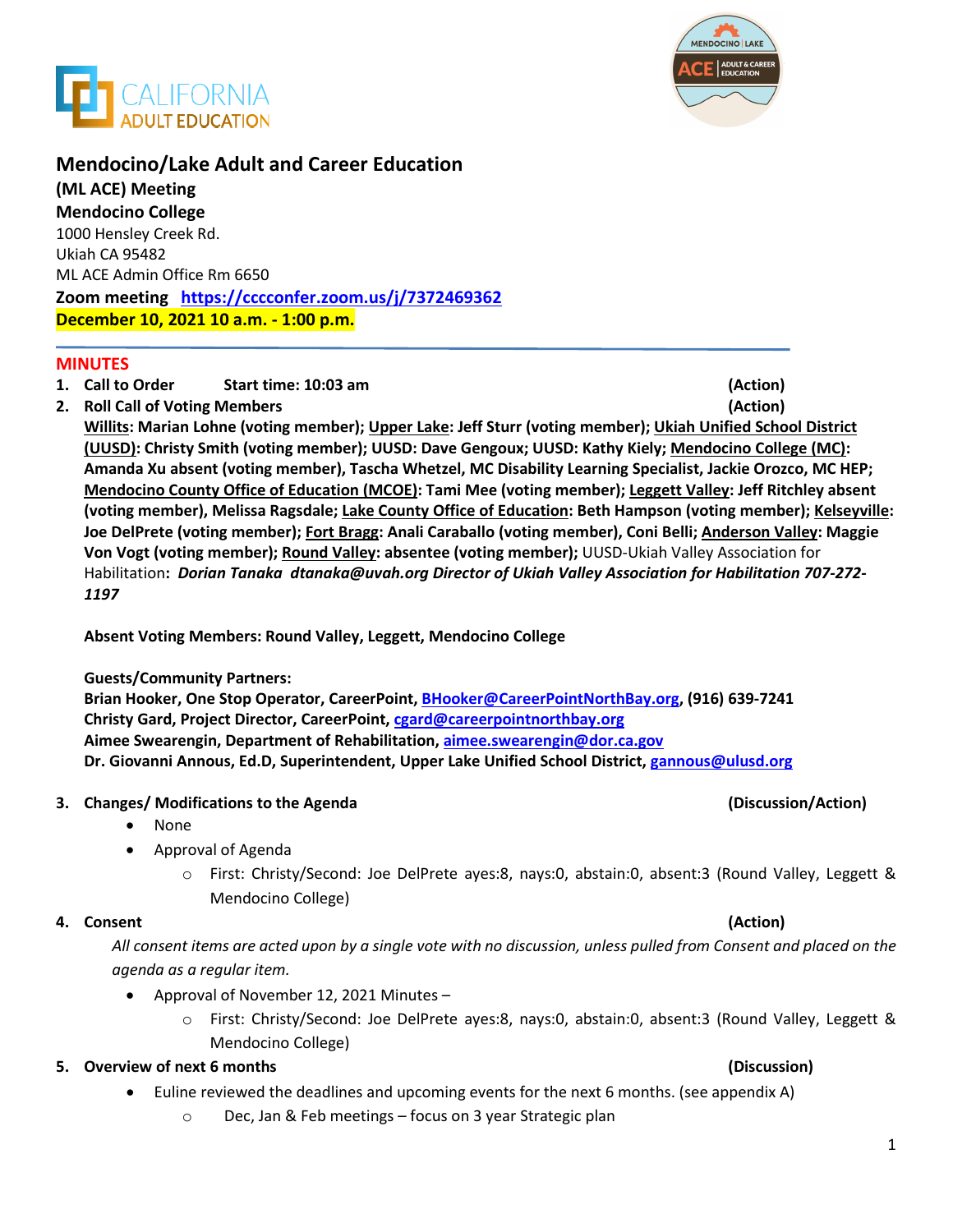# Mendocino/Lake Adult and Career Education

**(ML ACE) Meeting**
**Mendocino College**
1000 Hensley Creek Rd.
Ukiah CA 95482
ML ACE Admin Office Rm 6650
**Zoom meeting** **https://cccconfer.zoom.us/j/7372469362**
**December 10, 2021 10 a.m. - 1:00 p.m.**

## MINUTES

1. **Call to Order** **Start time: 10:03 am** **(Action)**
2. **Roll Call of Voting Members** **(Action)**
   **Willits: Marian Lohne (voting member); Upper Lake: Jeff Sturr (voting member); Ukiah Unified School District (UUSD): Christy Smith (voting member); UUSD: Dave Gengoux; UUSD: Kathy Kiely; Mendocino College (MC): Amanda Xu absent (voting member), Tascha Whetzel, MC Disability Learning Specialist, Jackie Orozco, MC HEP; Mendocino County Office of Education (MCOE): Tami Mee (voting member); Leggett Valley: Jeff Ritchley absent (voting member), Melissa Ragsdale; Lake County Office of Education: Beth Hampson (voting member); Kelseyville: Joe DelPrete (voting member); Fort Bragg: Anali Caraballo (voting member), Coni Belli; Anderson Valley: Maggie Von Vogt (voting member); Round Valley: absentee (voting member);** UUSD-Ukiah Valley Association for Habilitation**:** ***Dorian Tanaka dtanaka@uvah.org Director of Ukiah Valley Association for Habilitation 707-272-1197***

   **Absent Voting Members: Round Valley, Leggett, Mendocino College**

   **Guests/Community Partners:**
   **Brian Hooker, One Stop Operator, CareerPoint, BHooker@CareerPointNorthBay.org, (916) 639-7241**
   **Christy Gard, Project Director, CareerPoint, cgard@careerpointnorthbay.org**
   **Aimee Swearengin, Department of Rehabilitation, aimee.swearengin@dor.ca.gov**
   **Dr. Giovanni Annous, Ed.D, Superintendent, Upper Lake Unified School District, gannous@ulusd.org**

3. **Changes/ Modifications to the Agenda** **(Discussion/Action)**
   - None
   - Approval of Agenda
     - First: Christy/Second: Joe DelPrete ayes:8, nays:0, abstain:0, absent:3 (Round Valley, Leggett & Mendocino College)
4. **Consent** **(Action)**
   *All consent items are acted upon by a single vote with no discussion, unless pulled from Consent and placed on the agenda as a regular item.*
   - Approval of November 12, 2021 Minutes –
     - First: Christy/Second: Joe DelPrete ayes:8, nays:0, abstain:0, absent:3 (Round Valley, Leggett & Mendocino College)
5. **Overview of next 6 months** **(Discussion)**
   - Euline reviewed the deadlines and upcoming events for the next 6 months. (see appendix A)
     - Dec, Jan & Feb meetings – focus on 3 year Strategic plan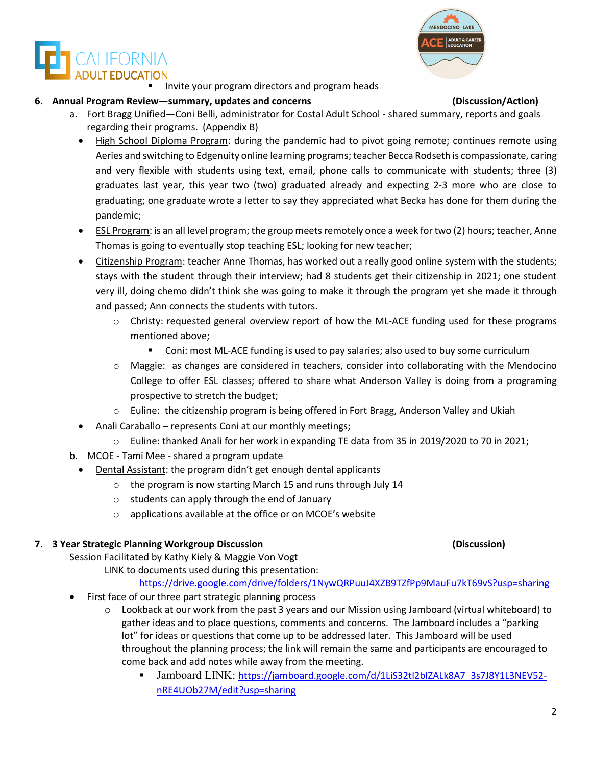- Invite your program directors and program heads

**6. Annual Program Review—summary, updates and concerns** **(Discussion/Action)**

a. Fort Bragg Unified—Coni Belli, administrator for Costal Adult School - shared summary, reports and goals regarding their programs. (Appendix B)

- High School Diploma Program: during the pandemic had to pivot going remote; continues remote using Aeries and switching to Edgenuity online learning programs; teacher Becca Rodseth is compassionate, caring and very flexible with students using text, email, phone calls to communicate with students; three (3) graduates last year, this year two (two) graduated already and expecting 2-3 more who are close to graduating; one graduate wrote a letter to say they appreciated what Becka has done for them during the pandemic;
- ESL Program: is an all level program; the group meets remotely once a week for two (2) hours; teacher, Anne Thomas is going to eventually stop teaching ESL; looking for new teacher;
- Citizenship Program: teacher Anne Thomas, has worked out a really good online system with the students; stays with the student through their interview; had 8 students get their citizenship in 2021; one student very ill, doing chemo didn't think she was going to make it through the program yet she made it through and passed; Ann connects the students with tutors.
  - Christy: requested general overview report of how the ML-ACE funding used for these programs mentioned above;
    - Coni: most ML-ACE funding is used to pay salaries; also used to buy some curriculum
  - Maggie: as changes are considered in teachers, consider into collaborating with the Mendocino College to offer ESL classes; offered to share what Anderson Valley is doing from a programing prospective to stretch the budget;
  - Euline: the citizenship program is being offered in Fort Bragg, Anderson Valley and Ukiah
- Anali Caraballo – represents Coni at our monthly meetings;
  - Euline: thanked Anali for her work in expanding TE data from 35 in 2019/2020 to 70 in 2021;

b. MCOE - Tami Mee - shared a program update

- Dental Assistant: the program didn't get enough dental applicants
  - the program is now starting March 15 and runs through July 14
  - students can apply through the end of January
  - applications available at the office or on MCOE's website

**7. 3 Year Strategic Planning Workgroup Discussion** **(Discussion)**

Session Facilitated by Kathy Kiely & Maggie Von Vogt

LINK to documents used during this presentation:

https://drive.google.com/drive/folders/1NywQRPuuJ4XZB9TZfPp9MauFu7kT69vS?usp=sharing

- First face of our three part strategic planning process
  - Lookback at our work from the past 3 years and our Mission using Jamboard (virtual whiteboard) to gather ideas and to place questions, comments and concerns. The Jamboard includes a "parking lot" for ideas or questions that come up to be addressed later. This Jamboard will be used throughout the planning process; the link will remain the same and participants are encouraged to come back and add notes while away from the meeting.
    - Jamboard LINK: https://jamboard.google.com/d/1LiS32tl2bIZALk8A7_3s7J8Y1L3NEV52-nRE4UOb27M/edit?usp=sharing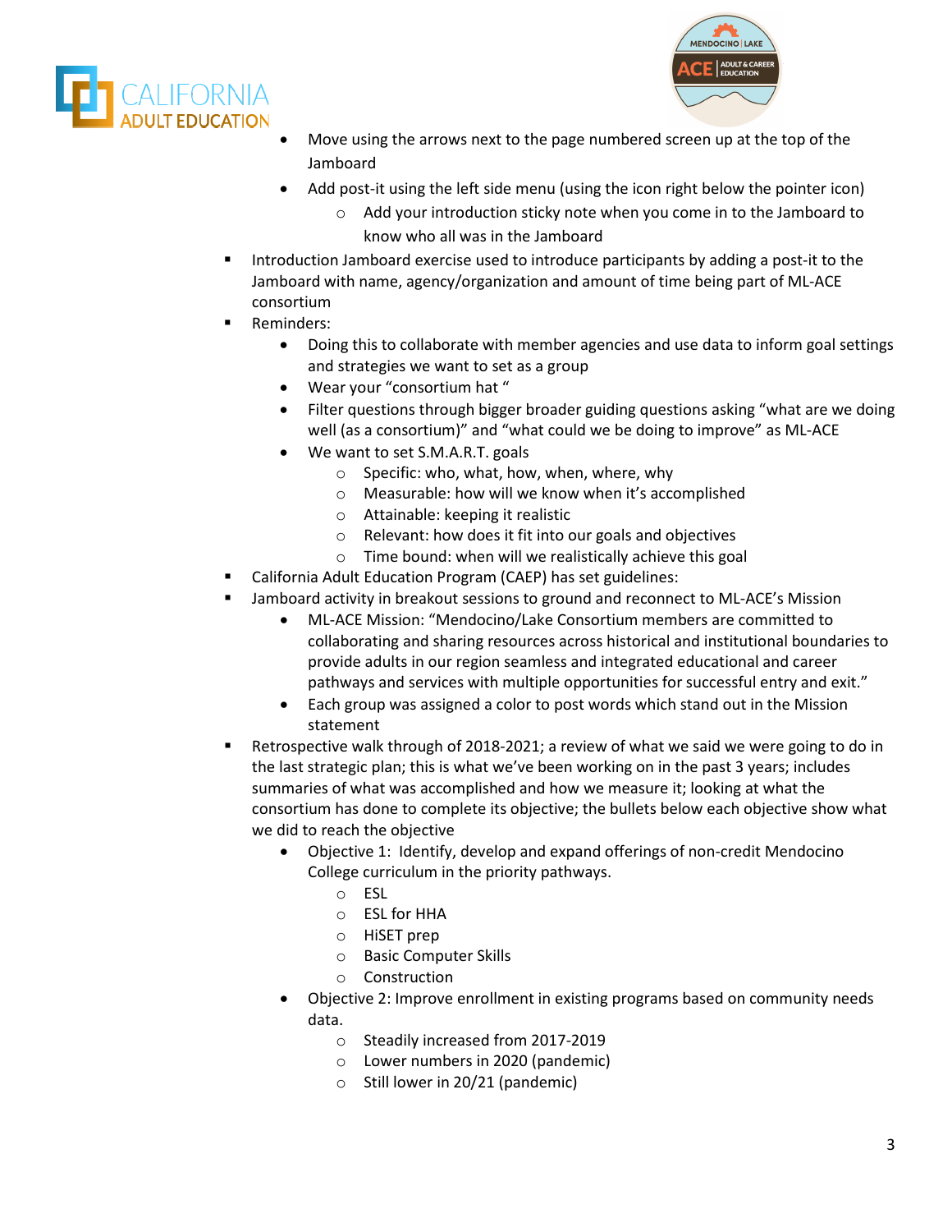- Move using the arrows next to the page numbered screen up at the top of the Jamboard
        - Add post-it using the left side menu (using the icon right below the pointer icon)
            - Add your introduction sticky note when you come in to the Jamboard to know who all was in the Jamboard
- Introduction Jamboard exercise used to introduce participants by adding a post-it to the Jamboard with name, agency/organization and amount of time being part of ML-ACE consortium
- Reminders:
    - Doing this to collaborate with member agencies and use data to inform goal settings and strategies we want to set as a group
    - Wear your "consortium hat "
    - Filter questions through bigger broader guiding questions asking "what are we doing well (as a consortium)" and "what could we be doing to improve" as ML-ACE
    - We want to set S.M.A.R.T. goals
        - Specific: who, what, how, when, where, why
        - Measurable: how will we know when it's accomplished
        - Attainable: keeping it realistic
        - Relevant: how does it fit into our goals and objectives
        - Time bound: when will we realistically achieve this goal
- California Adult Education Program (CAEP) has set guidelines:
- Jamboard activity in breakout sessions to ground and reconnect to ML-ACE's Mission
    - ML-ACE Mission: "Mendocino/Lake Consortium members are committed to collaborating and sharing resources across historical and institutional boundaries to provide adults in our region seamless and integrated educational and career pathways and services with multiple opportunities for successful entry and exit."
    - Each group was assigned a color to post words which stand out in the Mission statement
- Retrospective walk through of 2018-2021; a review of what we said we were going to do in the last strategic plan; this is what we've been working on in the past 3 years; includes summaries of what was accomplished and how we measure it; looking at what the consortium has done to complete its objective; the bullets below each objective show what we did to reach the objective
    - Objective 1: Identify, develop and expand offerings of non-credit Mendocino College curriculum in the priority pathways.
        - ESL
        - ESL for HHA
        - HiSET prep
        - Basic Computer Skills
        - Construction
    - Objective 2: Improve enrollment in existing programs based on community needs data.
        - Steadily increased from 2017-2019
        - Lower numbers in 2020 (pandemic)
        - Still lower in 20/21 (pandemic)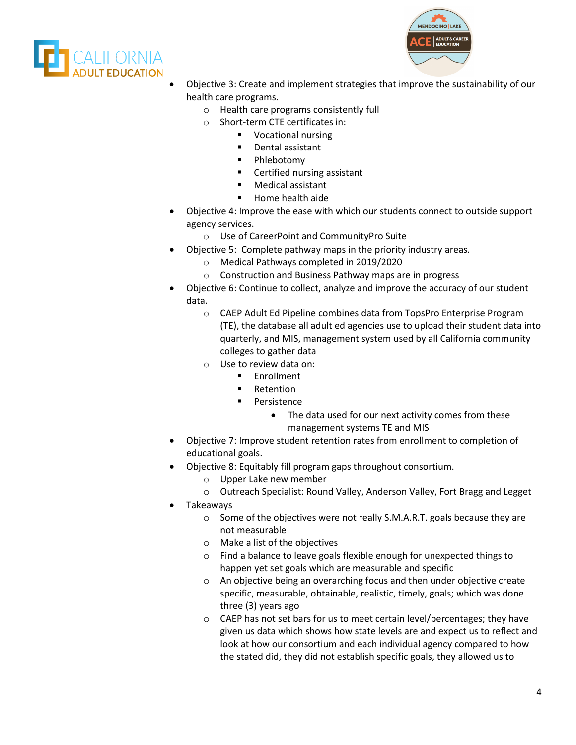- Objective 3: Create and implement strategies that improve the sustainability of our health care programs.
  - Health care programs consistently full
  - Short-term CTE certificates in:
    - Vocational nursing
    - Dental assistant
    - Phlebotomy
    - Certified nursing assistant
    - Medical assistant
    - Home health aide
- Objective 4: Improve the ease with which our students connect to outside support agency services.
  - Use of CareerPoint and CommunityPro Suite
- Objective 5: Complete pathway maps in the priority industry areas.
  - Medical Pathways completed in 2019/2020
  - Construction and Business Pathway maps are in progress
- Objective 6: Continue to collect, analyze and improve the accuracy of our student data.
  - CAEP Adult Ed Pipeline combines data from TopsPro Enterprise Program (TE), the database all adult ed agencies use to upload their student data into quarterly, and MIS, management system used by all California community colleges to gather data
  - Use to review data on:
    - Enrollment
    - Retention
    - Persistence
      - The data used for our next activity comes from these management systems TE and MIS
- Objective 7: Improve student retention rates from enrollment to completion of educational goals.
- Objective 8: Equitably fill program gaps throughout consortium.
  - Upper Lake new member
  - Outreach Specialist: Round Valley, Anderson Valley, Fort Bragg and Legget
- Takeaways
  - Some of the objectives were not really S.M.A.R.T. goals because they are not measurable
  - Make a list of the objectives
  - Find a balance to leave goals flexible enough for unexpected things to happen yet set goals which are measurable and specific
  - An objective being an overarching focus and then under objective create specific, measurable, obtainable, realistic, timely, goals; which was done three (3) years ago
  - CAEP has not set bars for us to meet certain level/percentages; they have given us data which shows how state levels are and expect us to reflect and look at how our consortium and each individual agency compared to how the stated did, they did not establish specific goals, they allowed us to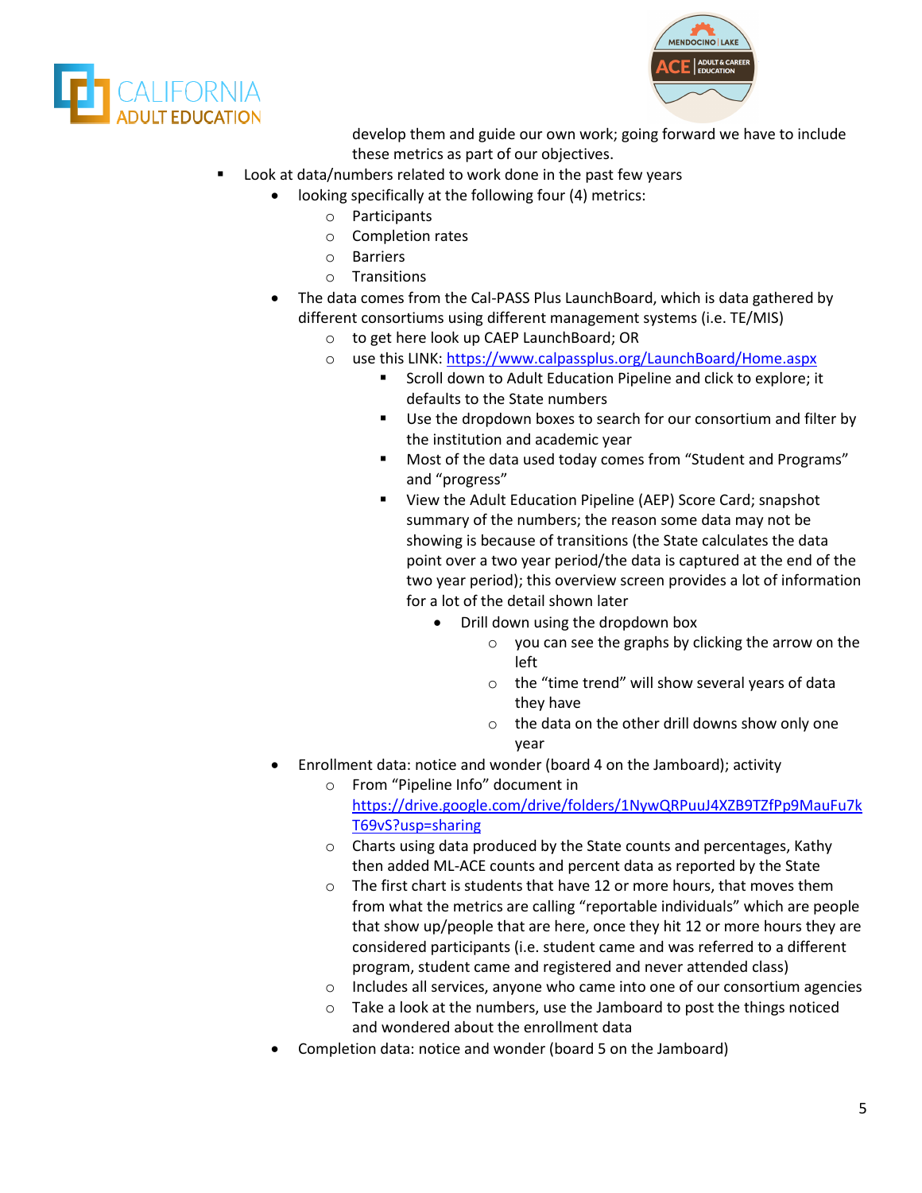develop them and guide our own work; going forward we have to include these metrics as part of our objectives.

- Look at data/numbers related to work done in the past few years
  - looking specifically at the following four (4) metrics:
    - Participants
    - Completion rates
    - Barriers
    - Transitions
  - The data comes from the Cal-PASS Plus LaunchBoard, which is data gathered by different consortiums using different management systems (i.e. TE/MIS)
    - to get here look up CAEP LaunchBoard; OR
    - use this LINK: [https://www.calpassplus.org/LaunchBoard/Home.aspx](https://www.calpassplus.org/LaunchBoard/Home.aspx)
      - Scroll down to Adult Education Pipeline and click to explore; it defaults to the State numbers
      - Use the dropdown boxes to search for our consortium and filter by the institution and academic year
      - Most of the data used today comes from "Student and Programs" and "progress"
      - View the Adult Education Pipeline (AEP) Score Card; snapshot summary of the numbers; the reason some data may not be showing is because of transitions (the State calculates the data point over a two year period/the data is captured at the end of the two year period); this overview screen provides a lot of information for a lot of the detail shown later
        - Drill down using the dropdown box
          - you can see the graphs by clicking the arrow on the left
          - the "time trend" will show several years of data they have
          - the data on the other drill downs show only one year
  - Enrollment data: notice and wonder (board 4 on the Jamboard); activity
    - From "Pipeline Info" document in [https://drive.google.com/drive/folders/1NywQRPuuJ4XZB9TZfPp9MauFu7kT69vS?usp=sharing](https://drive.google.com/drive/folders/1NywQRPuuJ4XZB9TZfPp9MauFu7kT69vS?usp=sharing)
    - Charts using data produced by the State counts and percentages, Kathy then added ML-ACE counts and percent data as reported by the State
    - The first chart is students that have 12 or more hours, that moves them from what the metrics are calling "reportable individuals" which are people that show up/people that are here, once they hit 12 or more hours they are considered participants (i.e. student came and was referred to a different program, student came and registered and never attended class)
    - Includes all services, anyone who came into one of our consortium agencies
    - Take a look at the numbers, use the Jamboard to post the things noticed and wondered about the enrollment data
  - Completion data: notice and wonder (board 5 on the Jamboard)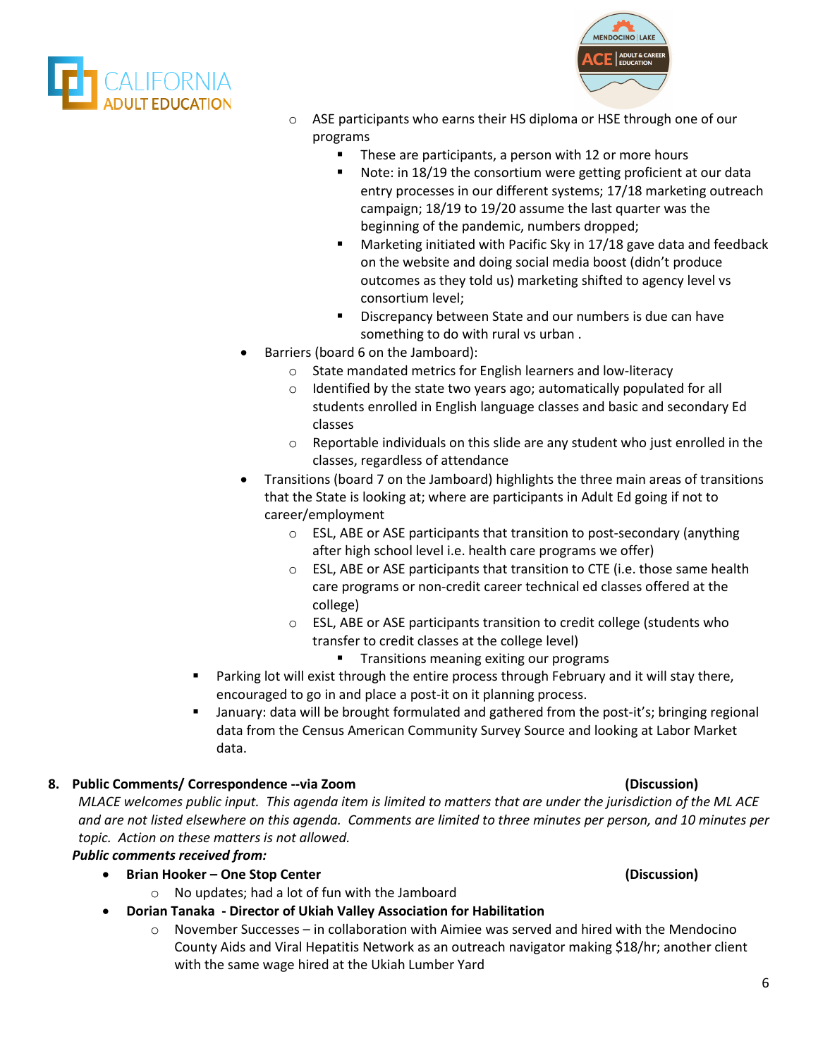- ASE participants who earns their HS diploma or HSE through one of our programs
  - These are participants, a person with 12 or more hours
  - Note: in 18/19 the consortium were getting proficient at our data entry processes in our different systems; 17/18 marketing outreach campaign; 18/19 to 19/20 assume the last quarter was the beginning of the pandemic, numbers dropped;
  - Marketing initiated with Pacific Sky in 17/18 gave data and feedback on the website and doing social media boost (didn't produce outcomes as they told us) marketing shifted to agency level vs consortium level;
  - Discrepancy between State and our numbers is due can have something to do with rural vs urban .
- Barriers (board 6 on the Jamboard):
  - State mandated metrics for English learners and low-literacy
  - Identified by the state two years ago; automatically populated for all students enrolled in English language classes and basic and secondary Ed classes
  - Reportable individuals on this slide are any student who just enrolled in the classes, regardless of attendance
- Transitions (board 7 on the Jamboard) highlights the three main areas of transitions that the State is looking at; where are participants in Adult Ed going if not to career/employment
  - ESL, ABE or ASE participants that transition to post-secondary (anything after high school level i.e. health care programs we offer)
  - ESL, ABE or ASE participants that transition to CTE (i.e. those same health care programs or non-credit career technical ed classes offered at the college)
  - ESL, ABE or ASE participants transition to credit college (students who transfer to credit classes at the college level)
    - Transitions meaning exiting our programs
- Parking lot will exist through the entire process through February and it will stay there, encouraged to go in and place a post-it on it planning process.
- January: data will be brought formulated and gathered from the post-it's; bringing regional data from the Census American Community Survey Source and looking at Labor Market data.

**8. Public Comments/ Correspondence --via Zoom (Discussion)**

*MLACE welcomes public input. This agenda item is limited to matters that are under the jurisdiction of the ML ACE and are not listed elsewhere on this agenda. Comments are limited to three minutes per person, and 10 minutes per topic. Action on these matters is not allowed.*

***Public comments received from:***

- **Brian Hooker – One Stop Center (Discussion)**
  - No updates; had a lot of fun with the Jamboard
- **Dorian Tanaka - Director of Ukiah Valley Association for Habilitation**
  - November Successes – in collaboration with Aimiee was served and hired with the Mendocino County Aids and Viral Hepatitis Network as an outreach navigator making $18/hr; another client with the same wage hired at the Ukiah Lumber Yard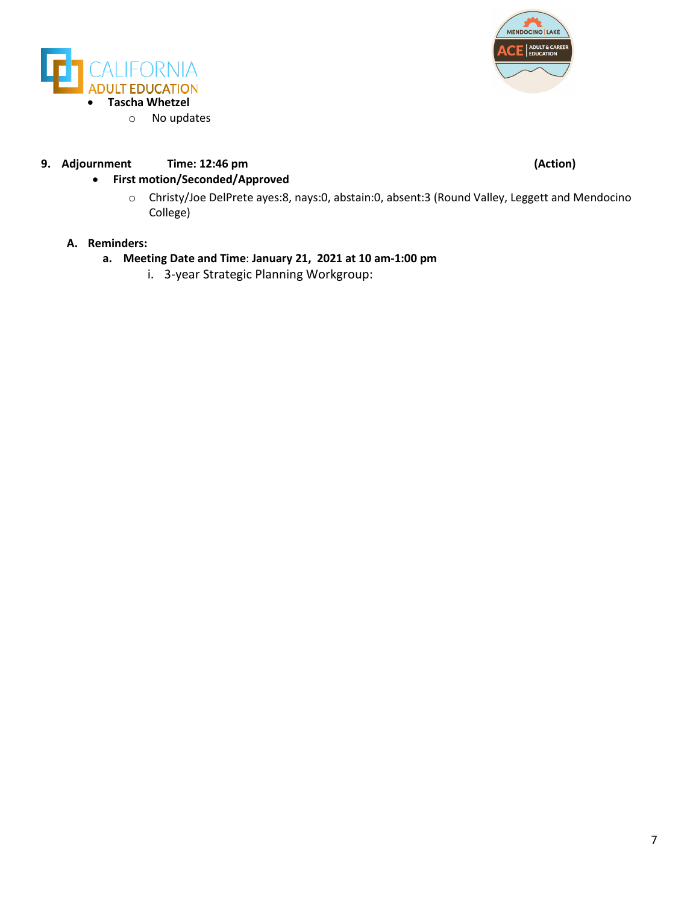- **Tascha Whetzel**
  - No updates

9. **Adjournment Time: 12:46 pm (Action)**
   - **First motion/Seconded/Approved**
     - Christy/Joe DelPrete ayes:8, nays:0, abstain:0, absent:3 (Round Valley, Leggett and Mendocino College)

A. **Reminders:**
   a. **Meeting Date and Time**: **January 21, 2021 at 10 am-1:00 pm**
      i. 3-year Strategic Planning Workgroup: